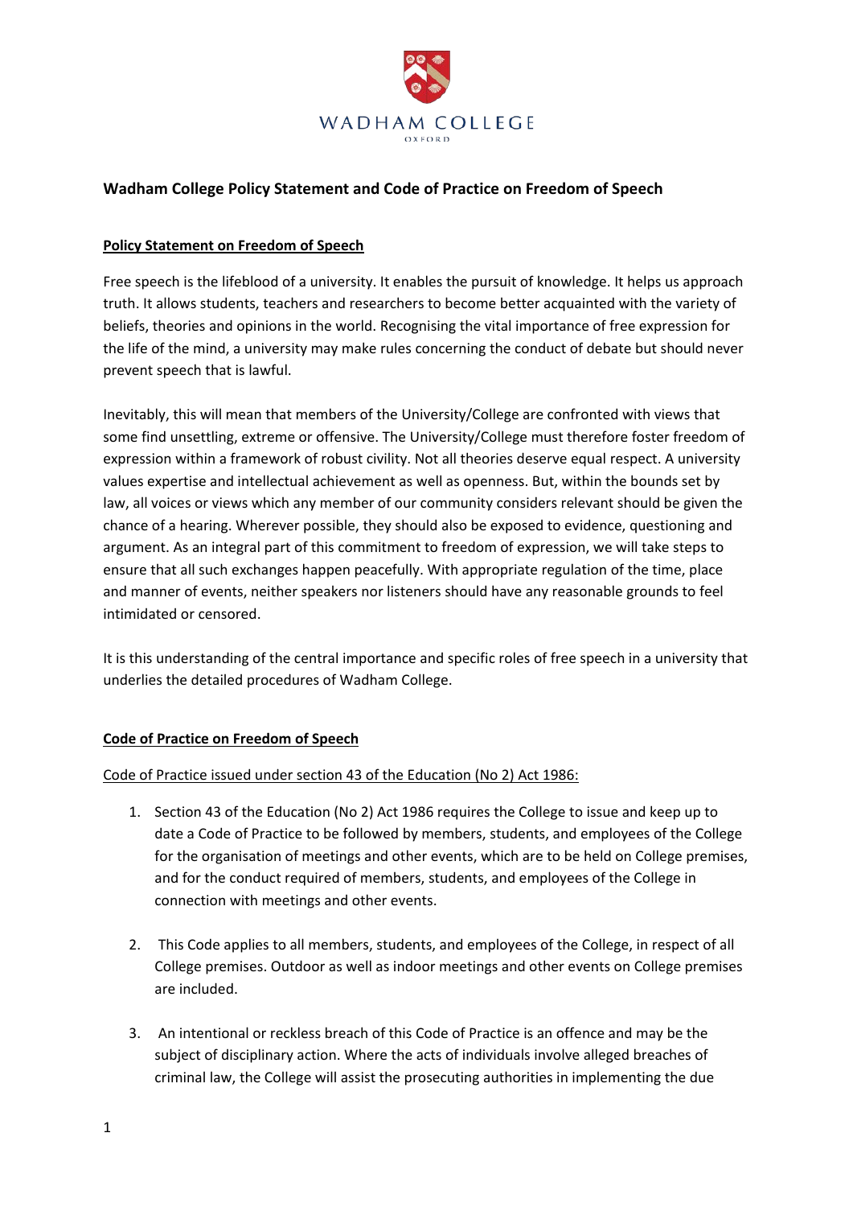WADHAM COLLEGE

OXFORD

## Wadham College Policy Statement and Code of Practice on Freedom of Speech

### Policy Statement on Freedom of Speech

Free speech is the lifeblood of a university. It enables the pursuit of knowledge. It helps us approach truth. It allows students, teachers and researchers to become better acquainted with the variety of beliefs, theories and opinions in the world. Recognising the vital importance of free expression for the life of the mind, a university may make rules concerning the conduct of debate but should never prevent speech that is lawful.

Inevitably, this will mean that members of the University/College are confronted with views that some find unsettling, extreme or offensive. The University/College must therefore foster freedom of expression within a framework of robust civility. Not all theories deserve equal respect. A university values expertise and intellectual achievement as well as openness. But, within the bounds set by law, all voices or views which any member of our community considers relevant should be given the chance of a hearing. Wherever possible, they should also be exposed to evidence, questioning and argument. As an integral part of this commitment to freedom of expression, we will take steps to ensure that all such exchanges happen peacefully. With appropriate regulation of the time, place and manner of events, neither speakers nor listeners should have any reasonable grounds to feel intimidated or censored.

It is this understanding of the central importance and specific roles of free speech in a university that underlies the detailed procedures of Wadham College.

### Code of Practice on Freedom of Speech

Code of Practice issued under section 43 of the Education (No 2) Act 1986:

1. Section 43 of the Education (No 2) Act 1986 requires the College to issue and keep up to date a Code of Practice to be followed by members, students, and employees of the College for the organisation of meetings and other events, which are to be held on College premises, and for the conduct required of members, students, and employees of the College in connection with meetings and other events.

2. This Code applies to all members, students, and employees of the College, in respect of all College premises. Outdoor as well as indoor meetings and other events on College premises are included.

3. An intentional or reckless breach of this Code of Practice is an offence and may be the subject of disciplinary action. Where the acts of individuals involve alleged breaches of criminal law, the College will assist the prosecuting authorities in implementing the due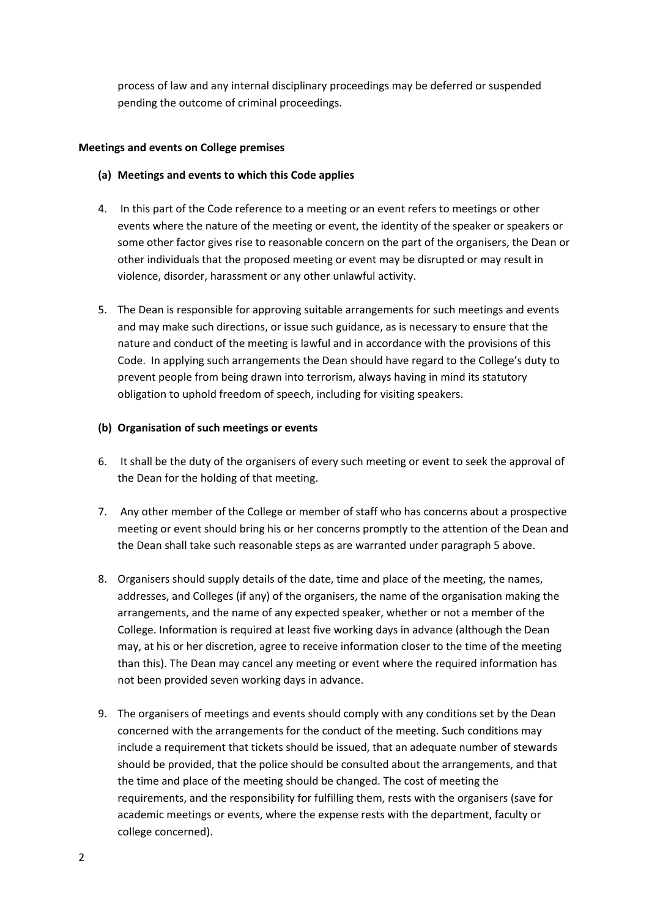process of law and any internal disciplinary proceedings may be deferred or suspended pending the outcome of criminal proceedings.

**Meetings and events on College premises**

**(a) Meetings and events to which this Code applies**

4. In this part of the Code reference to a meeting or an event refers to meetings or other events where the nature of the meeting or event, the identity of the speaker or speakers or some other factor gives rise to reasonable concern on the part of the organisers, the Dean or other individuals that the proposed meeting or event may be disrupted or may result in violence, disorder, harassment or any other unlawful activity.

5. The Dean is responsible for approving suitable arrangements for such meetings and events and may make such directions, or issue such guidance, as is necessary to ensure that the nature and conduct of the meeting is lawful and in accordance with the provisions of this Code. In applying such arrangements the Dean should have regard to the College's duty to prevent people from being drawn into terrorism, always having in mind its statutory obligation to uphold freedom of speech, including for visiting speakers.

**(b) Organisation of such meetings or events**

6. It shall be the duty of the organisers of every such meeting or event to seek the approval of the Dean for the holding of that meeting.

7. Any other member of the College or member of staff who has concerns about a prospective meeting or event should bring his or her concerns promptly to the attention of the Dean and the Dean shall take such reasonable steps as are warranted under paragraph 5 above.

8. Organisers should supply details of the date, time and place of the meeting, the names, addresses, and Colleges (if any) of the organisers, the name of the organisation making the arrangements, and the name of any expected speaker, whether or not a member of the College. Information is required at least five working days in advance (although the Dean may, at his or her discretion, agree to receive information closer to the time of the meeting than this). The Dean may cancel any meeting or event where the required information has not been provided seven working days in advance.

9. The organisers of meetings and events should comply with any conditions set by the Dean concerned with the arrangements for the conduct of the meeting. Such conditions may include a requirement that tickets should be issued, that an adequate number of stewards should be provided, that the police should be consulted about the arrangements, and that the time and place of the meeting should be changed. The cost of meeting the requirements, and the responsibility for fulfilling them, rests with the organisers (save for academic meetings or events, where the expense rests with the department, faculty or college concerned).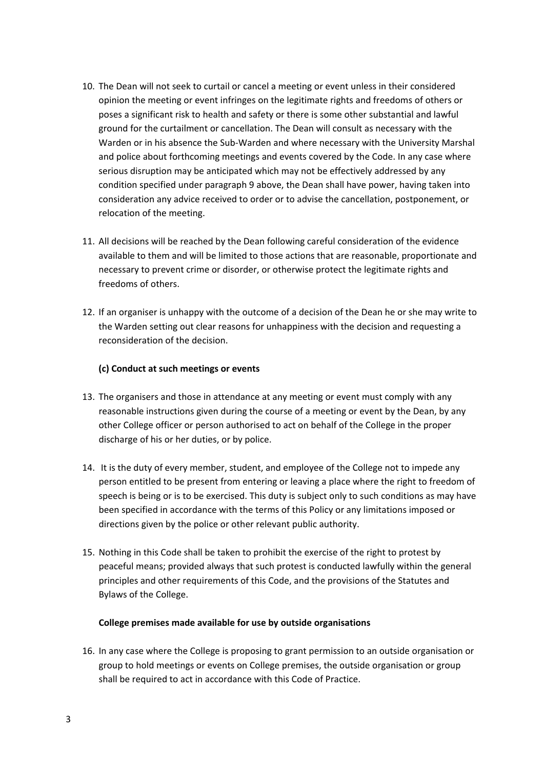10. The Dean will not seek to curtail or cancel a meeting or event unless in their considered opinion the meeting or event infringes on the legitimate rights and freedoms of others or poses a significant risk to health and safety or there is some other substantial and lawful ground for the curtailment or cancellation. The Dean will consult as necessary with the Warden or in his absence the Sub-Warden and where necessary with the University Marshal and police about forthcoming meetings and events covered by the Code. In any case where serious disruption may be anticipated which may not be effectively addressed by any condition specified under paragraph 9 above, the Dean shall have power, having taken into consideration any advice received to order or to advise the cancellation, postponement, or relocation of the meeting.

11. All decisions will be reached by the Dean following careful consideration of the evidence available to them and will be limited to those actions that are reasonable, proportionate and necessary to prevent crime or disorder, or otherwise protect the legitimate rights and freedoms of others.

12. If an organiser is unhappy with the outcome of a decision of the Dean he or she may write to the Warden setting out clear reasons for unhappiness with the decision and requesting a reconsideration of the decision.

**(c) Conduct at such meetings or events**

13. The organisers and those in attendance at any meeting or event must comply with any reasonable instructions given during the course of a meeting or event by the Dean, by any other College officer or person authorised to act on behalf of the College in the proper discharge of his or her duties, or by police.

14. It is the duty of every member, student, and employee of the College not to impede any person entitled to be present from entering or leaving a place where the right to freedom of speech is being or is to be exercised. This duty is subject only to such conditions as may have been specified in accordance with the terms of this Policy or any limitations imposed or directions given by the police or other relevant public authority.

15. Nothing in this Code shall be taken to prohibit the exercise of the right to protest by peaceful means; provided always that such protest is conducted lawfully within the general principles and other requirements of this Code, and the provisions of the Statutes and Bylaws of the College.

**College premises made available for use by outside organisations**

16. In any case where the College is proposing to grant permission to an outside organisation or group to hold meetings or events on College premises, the outside organisation or group shall be required to act in accordance with this Code of Practice.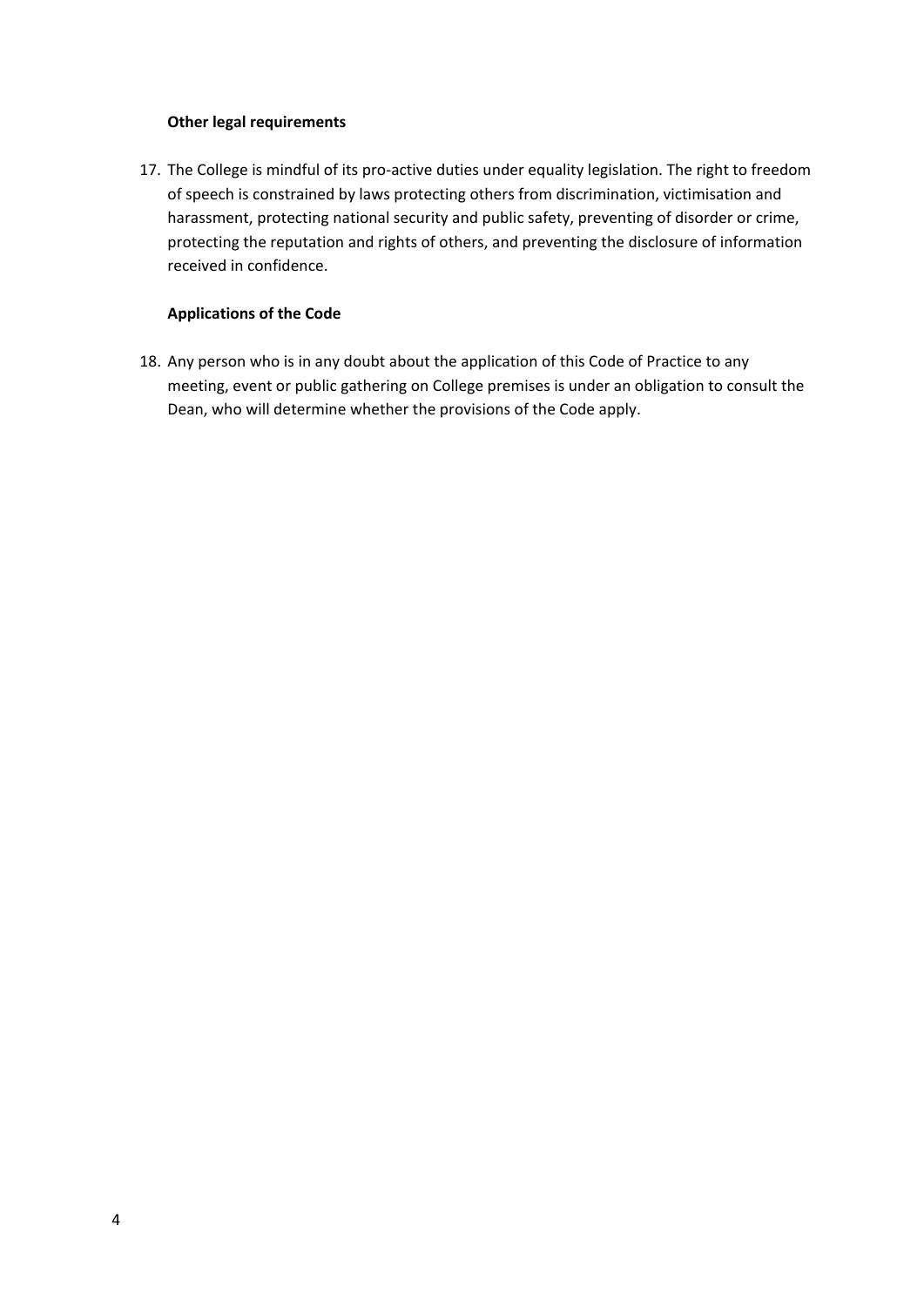**Other legal requirements**

17. The College is mindful of its pro-active duties under equality legislation. The right to freedom of speech is constrained by laws protecting others from discrimination, victimisation and harassment, protecting national security and public safety, preventing of disorder or crime, protecting the reputation and rights of others, and preventing the disclosure of information received in confidence.

**Applications of the Code**

18. Any person who is in any doubt about the application of this Code of Practice to any meeting, event or public gathering on College premises is under an obligation to consult the Dean, who will determine whether the provisions of the Code apply.